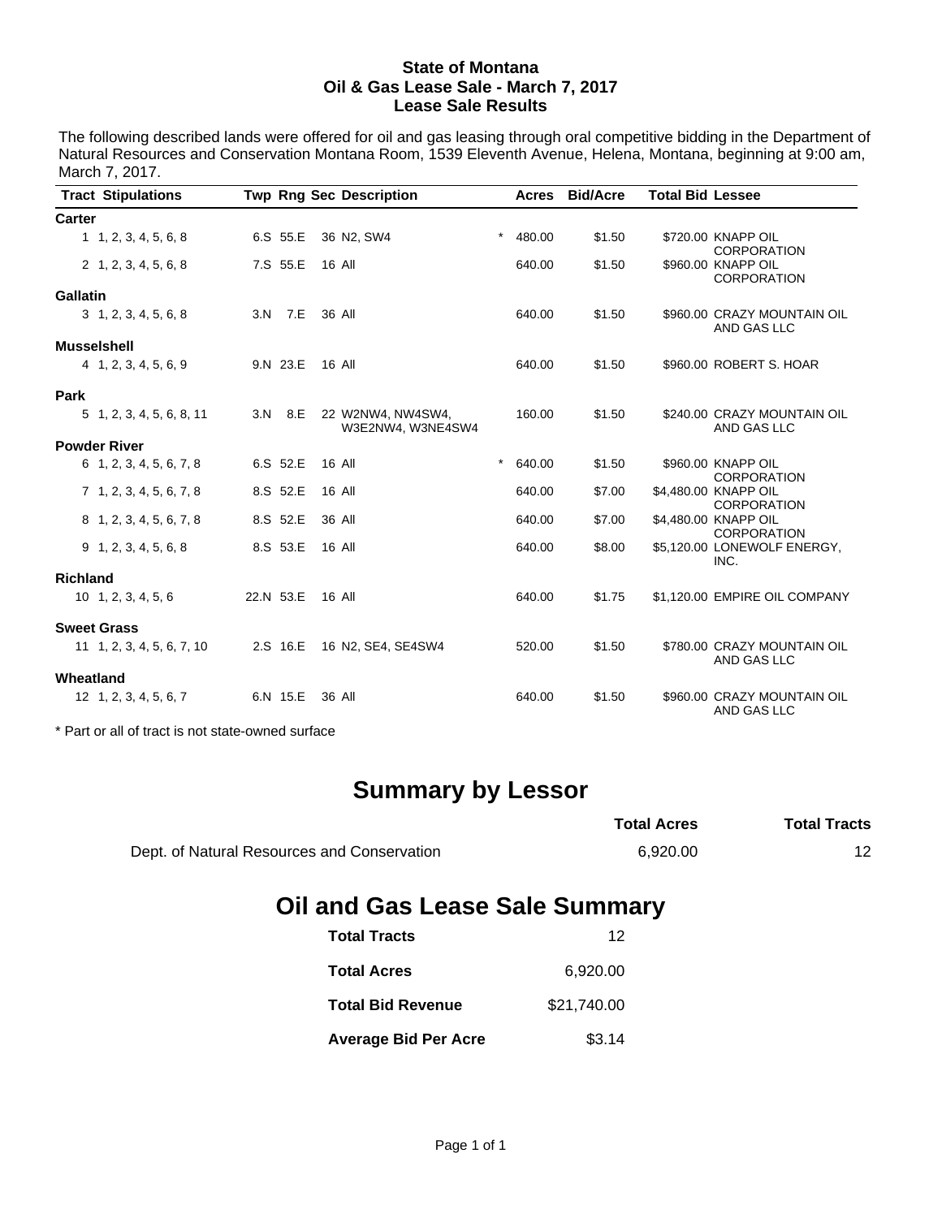**State of Montana**
**Oil & Gas Lease Sale - March 7, 2017**
**Lease Sale Results**

The following described lands were offered for oil and gas leasing through oral competitive bidding in the Department of Natural Resources and Conservation Montana Room, 1539 Eleventh Avenue, Helena, Montana, beginning at 9:00 am, March 7, 2017.

| Tract | Stipulations | Twp | Rng | Sec | Description | | Acres | Bid/Acre | Total Bid | Lessee |
|---|---|---|---|---|---|---|---|---|---|---|
| **Carter** | | | | | | | | | | |
| 1 | 1, 2, 3, 4, 5, 6, 8 | 6.S | 55.E | 36 | N2, SW4 | * | 480.00 | $1.50 | $720.00 | KNAPP OIL CORPORATION |
| 2 | 1, 2, 3, 4, 5, 6, 8 | 7.S | 55.E | 16 | All | | 640.00 | $1.50 | $960.00 | KNAPP OIL CORPORATION |
| **Gallatin** | | | | | | | | | | |
| 3 | 1, 2, 3, 4, 5, 6, 8 | 3.N | 7.E | 36 | All | | 640.00 | $1.50 | $960.00 | CRAZY MOUNTAIN OIL AND GAS LLC |
| **Musselshell** | | | | | | | | | | |
| 4 | 1, 2, 3, 4, 5, 6, 9 | 9.N | 23.E | 16 | All | | 640.00 | $1.50 | $960.00 | ROBERT S. HOAR |
| **Park** | | | | | | | | | | |
| 5 | 1, 2, 3, 4, 5, 6, 8, 11 | 3.N | 8.E | 22 | W2NW4, NW4SW4, W3E2NW4, W3NE4SW4 | | 160.00 | $1.50 | $240.00 | CRAZY MOUNTAIN OIL AND GAS LLC |
| **Powder River** | | | | | | | | | | |
| 6 | 1, 2, 3, 4, 5, 6, 7, 8 | 6.S | 52.E | 16 | All | * | 640.00 | $1.50 | $960.00 | KNAPP OIL CORPORATION |
| 7 | 1, 2, 3, 4, 5, 6, 7, 8 | 8.S | 52.E | 16 | All | | 640.00 | $7.00 | $4,480.00 | KNAPP OIL CORPORATION |
| 8 | 1, 2, 3, 4, 5, 6, 7, 8 | 8.S | 52.E | 36 | All | | 640.00 | $7.00 | $4,480.00 | KNAPP OIL CORPORATION |
| 9 | 1, 2, 3, 4, 5, 6, 8 | 8.S | 53.E | 16 | All | | 640.00 | $8.00 | $5,120.00 | LONEWOLF ENERGY, INC. |
| **Richland** | | | | | | | | | | |
| 10 | 1, 2, 3, 4, 5, 6 | 22.N | 53.E | 16 | All | | 640.00 | $1.75 | $1,120.00 | EMPIRE OIL COMPANY |
| **Sweet Grass** | | | | | | | | | | |
| 11 | 1, 2, 3, 4, 5, 6, 7, 10 | 2.S | 16.E | 16 | N2, SE4, SE4SW4 | | 520.00 | $1.50 | $780.00 | CRAZY MOUNTAIN OIL AND GAS LLC |
| **Wheatland** | | | | | | | | | | |
| 12 | 1, 2, 3, 4, 5, 6, 7 | 6.N | 15.E | 36 | All | | 640.00 | $1.50 | $960.00 | CRAZY MOUNTAIN OIL AND GAS LLC |

\* Part or all of tract is not state-owned surface

## Summary by Lessor

| | Total Acres | Total Tracts |
|---|---|---|
| Dept. of Natural Resources and Conservation | 6,920.00 | 12 |

## Oil and Gas Lease Sale Summary

| | |
|---|---|
| **Total Tracts** | 12 |
| **Total Acres** | 6,920.00 |
| **Total Bid Revenue** | $21,740.00 |
| **Average Bid Per Acre** | $3.14 |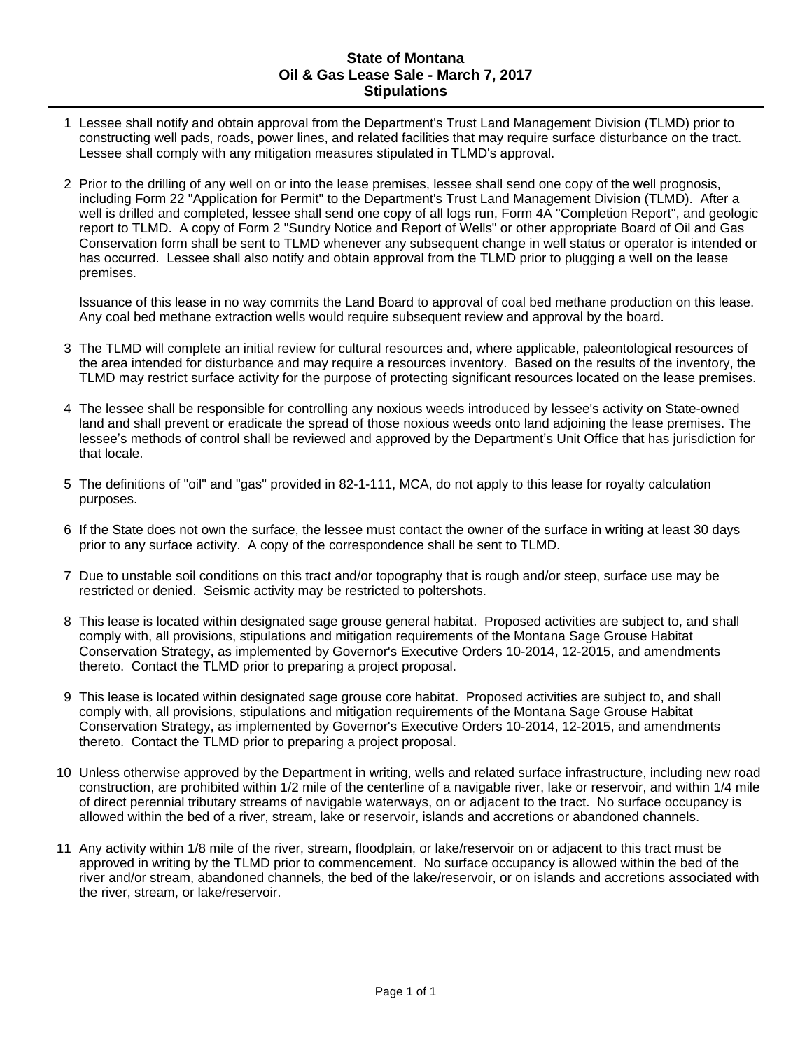# State of Montana
## Oil & Gas Lease Sale - March 7, 2017
## Stipulations

1. Lessee shall notify and obtain approval from the Department's Trust Land Management Division (TLMD) prior to constructing well pads, roads, power lines, and related facilities that may require surface disturbance on the tract. Lessee shall comply with any mitigation measures stipulated in TLMD's approval.

2. Prior to the drilling of any well on or into the lease premises, lessee shall send one copy of the well prognosis, including Form 22 "Application for Permit" to the Department's Trust Land Management Division (TLMD). After a well is drilled and completed, lessee shall send one copy of all logs run, Form 4A "Completion Report", and geologic report to TLMD. A copy of Form 2 "Sundry Notice and Report of Wells" or other appropriate Board of Oil and Gas Conservation form shall be sent to TLMD whenever any subsequent change in well status or operator is intended or has occurred. Lessee shall also notify and obtain approval from the TLMD prior to plugging a well on the lease premises.

   Issuance of this lease in no way commits the Land Board to approval of coal bed methane production on this lease. Any coal bed methane extraction wells would require subsequent review and approval by the board.

3. The TLMD will complete an initial review for cultural resources and, where applicable, paleontological resources of the area intended for disturbance and may require a resources inventory. Based on the results of the inventory, the TLMD may restrict surface activity for the purpose of protecting significant resources located on the lease premises.

4. The lessee shall be responsible for controlling any noxious weeds introduced by lessee's activity on State-owned land and shall prevent or eradicate the spread of those noxious weeds onto land adjoining the lease premises. The lessee's methods of control shall be reviewed and approved by the Department's Unit Office that has jurisdiction for that locale.

5. The definitions of "oil" and "gas" provided in 82-1-111, MCA, do not apply to this lease for royalty calculation purposes.

6. If the State does not own the surface, the lessee must contact the owner of the surface in writing at least 30 days prior to any surface activity. A copy of the correspondence shall be sent to TLMD.

7. Due to unstable soil conditions on this tract and/or topography that is rough and/or steep, surface use may be restricted or denied. Seismic activity may be restricted to poltershots.

8. This lease is located within designated sage grouse general habitat. Proposed activities are subject to, and shall comply with, all provisions, stipulations and mitigation requirements of the Montana Sage Grouse Habitat Conservation Strategy, as implemented by Governor's Executive Orders 10-2014, 12-2015, and amendments thereto. Contact the TLMD prior to preparing a project proposal.

9. This lease is located within designated sage grouse core habitat. Proposed activities are subject to, and shall comply with, all provisions, stipulations and mitigation requirements of the Montana Sage Grouse Habitat Conservation Strategy, as implemented by Governor's Executive Orders 10-2014, 12-2015, and amendments thereto. Contact the TLMD prior to preparing a project proposal.

10. Unless otherwise approved by the Department in writing, wells and related surface infrastructure, including new road construction, are prohibited within 1/2 mile of the centerline of a navigable river, lake or reservoir, and within 1/4 mile of direct perennial tributary streams of navigable waterways, on or adjacent to the tract. No surface occupancy is allowed within the bed of a river, stream, lake or reservoir, islands and accretions or abandoned channels.

11. Any activity within 1/8 mile of the river, stream, floodplain, or lake/reservoir on or adjacent to this tract must be approved in writing by the TLMD prior to commencement. No surface occupancy is allowed within the bed of the river and/or stream, abandoned channels, the bed of the lake/reservoir, or on islands and accretions associated with the river, stream, or lake/reservoir.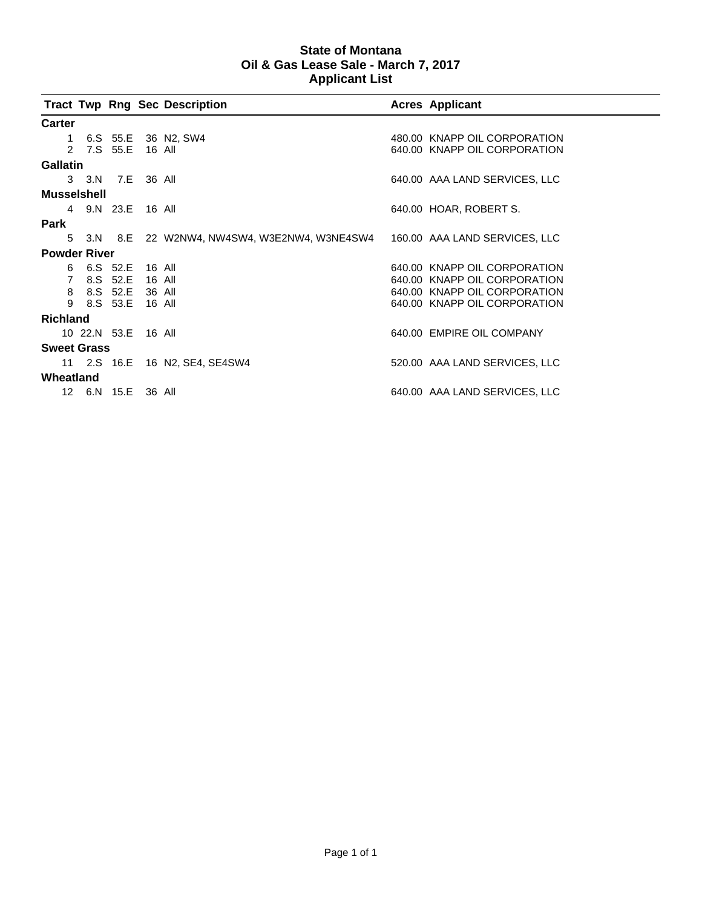# State of Montana
## Oil & Gas Lease Sale - March 7, 2017
## Applicant List

| Tract | Twp | Rng | Sec | Description | Acres | Applicant |
|---|---|---|---|---|---|---|
| **Carter** | | | | | | |
| 1 | 6.S | 55.E | 36 | N2, SW4 | 480.00 | KNAPP OIL CORPORATION |
| 2 | 7.S | 55.E | 16 | All | 640.00 | KNAPP OIL CORPORATION |
| **Gallatin** | | | | | | |
| 3 | 3.N | 7.E | 36 | All | 640.00 | AAA LAND SERVICES, LLC |
| **Musselshell** | | | | | | |
| 4 | 9.N | 23.E | 16 | All | 640.00 | HOAR, ROBERT S. |
| **Park** | | | | | | |
| 5 | 3.N | 8.E | 22 | W2NW4, NW4SW4, W3E2NW4, W3NE4SW4 | 160.00 | AAA LAND SERVICES, LLC |
| **Powder River** | | | | | | |
| 6 | 6.S | 52.E | 16 | All | 640.00 | KNAPP OIL CORPORATION |
| 7 | 8.S | 52.E | 16 | All | 640.00 | KNAPP OIL CORPORATION |
| 8 | 8.S | 52.E | 36 | All | 640.00 | KNAPP OIL CORPORATION |
| 9 | 8.S | 53.E | 16 | All | 640.00 | KNAPP OIL CORPORATION |
| **Richland** | | | | | | |
| 10 | 22.N | 53.E | 16 | All | 640.00 | EMPIRE OIL COMPANY |
| **Sweet Grass** | | | | | | |
| 11 | 2.S | 16.E | 16 | N2, SE4, SE4SW4 | 520.00 | AAA LAND SERVICES, LLC |
| **Wheatland** | | | | | | |
| 12 | 6.N | 15.E | 36 | All | 640.00 | AAA LAND SERVICES, LLC |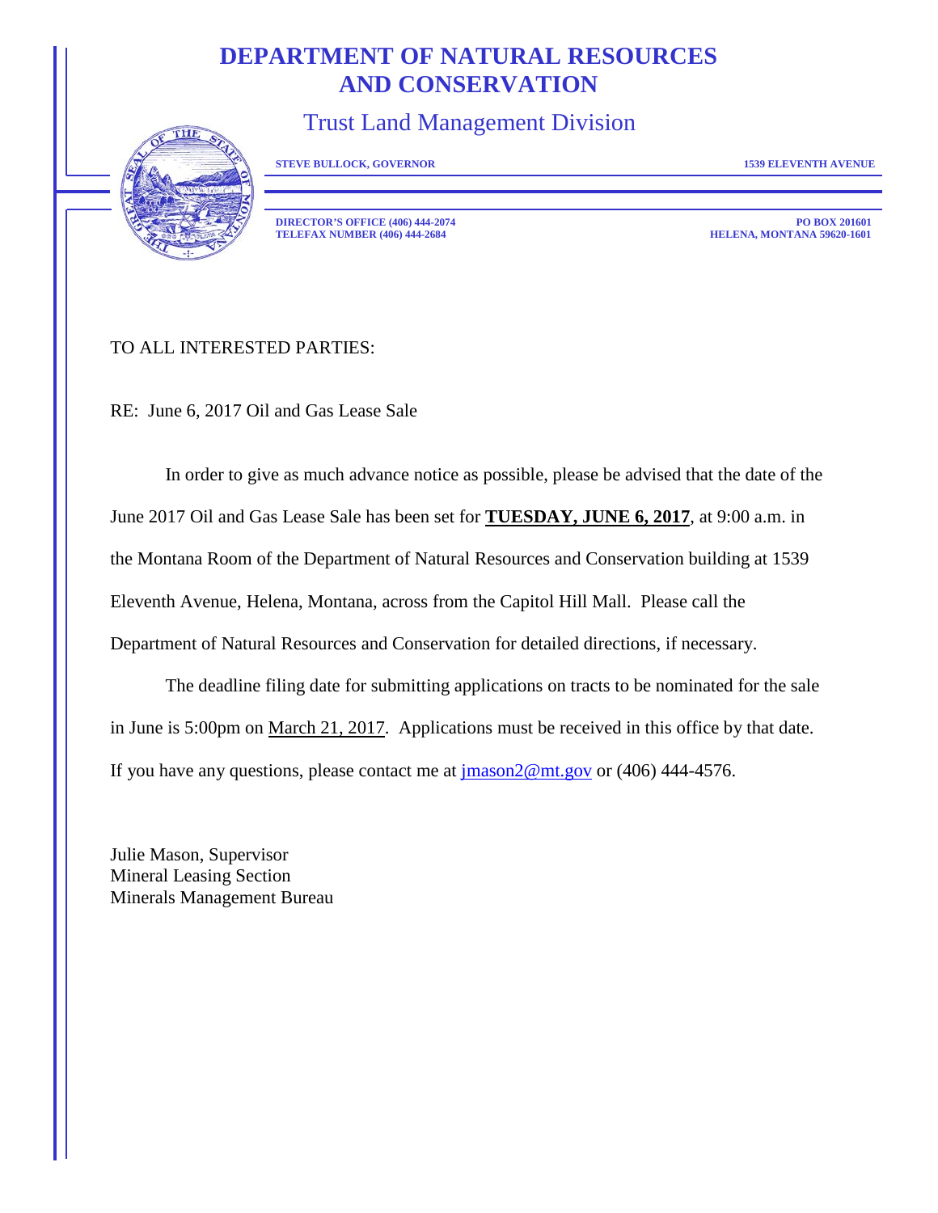# DEPARTMENT OF NATURAL RESOURCES AND CONSERVATION

## Trust Land Management Division

**STEVE BULLOCK, GOVERNOR** | **1539 ELEVENTH AVENUE**

**DIRECTOR'S OFFICE (406) 444-2074**
**TELEFAX NUMBER (406) 444-2684**

**PO BOX 201601**
**HELENA, MONTANA 59620-1601**

TO ALL INTERESTED PARTIES:

RE: June 6, 2017 Oil and Gas Lease Sale

In order to give as much advance notice as possible, please be advised that the date of the June 2017 Oil and Gas Lease Sale has been set for **TUESDAY, JUNE 6, 2017**, at 9:00 a.m. in the Montana Room of the Department of Natural Resources and Conservation building at 1539 Eleventh Avenue, Helena, Montana, across from the Capitol Hill Mall. Please call the Department of Natural Resources and Conservation for detailed directions, if necessary.

The deadline filing date for submitting applications on tracts to be nominated for the sale in June is 5:00pm on March 21, 2017. Applications must be received in this office by that date. If you have any questions, please contact me at jmason2@mt.gov or (406) 444-4576.

Julie Mason, Supervisor
Mineral Leasing Section
Minerals Management Bureau